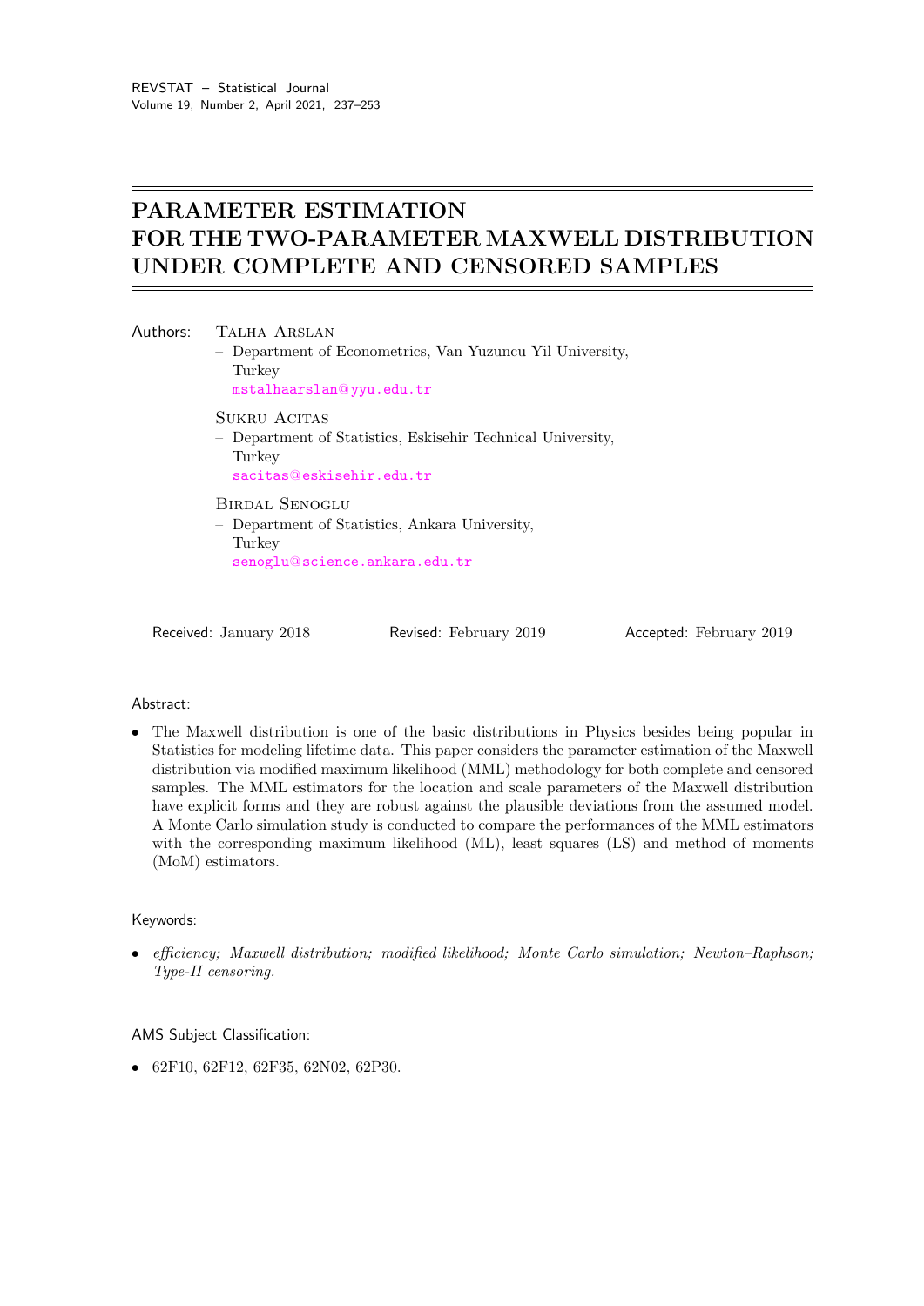# PARAMETER ESTIMATION FOR THE TWO-PARAMETER MAXWELL DISTRIBUTION UNDER COMPLETE AND CENSORED SAMPLES

Authors: Talha Arslan
– Department of Econometrics, Van Yuzuncu Yil University, Turkey
mstalhaarslan@yyu.edu.tr

Sukru Acitas
– Department of Statistics, Eskisehir Technical University, Turkey
sacitas@eskisehir.edu.tr

Birdal Senoglu
– Department of Statistics, Ankara University, Turkey
senoglu@science.ankara.edu.tr

Received: January 2018 Revised: February 2019 Accepted: February 2019

Abstract:

- The Maxwell distribution is one of the basic distributions in Physics besides being popular in Statistics for modeling lifetime data. This paper considers the parameter estimation of the Maxwell distribution via modified maximum likelihood (MML) methodology for both complete and censored samples. The MML estimators for the location and scale parameters of the Maxwell distribution have explicit forms and they are robust against the plausible deviations from the assumed model. A Monte Carlo simulation study is conducted to compare the performances of the MML estimators with the corresponding maximum likelihood (ML), least squares (LS) and method of moments (MoM) estimators.

Keywords:

- *efficiency; Maxwell distribution; modified likelihood; Monte Carlo simulation; Newton–Raphson; Type-II censoring.*

AMS Subject Classification:

- 62F10, 62F12, 62F35, 62N02, 62P30.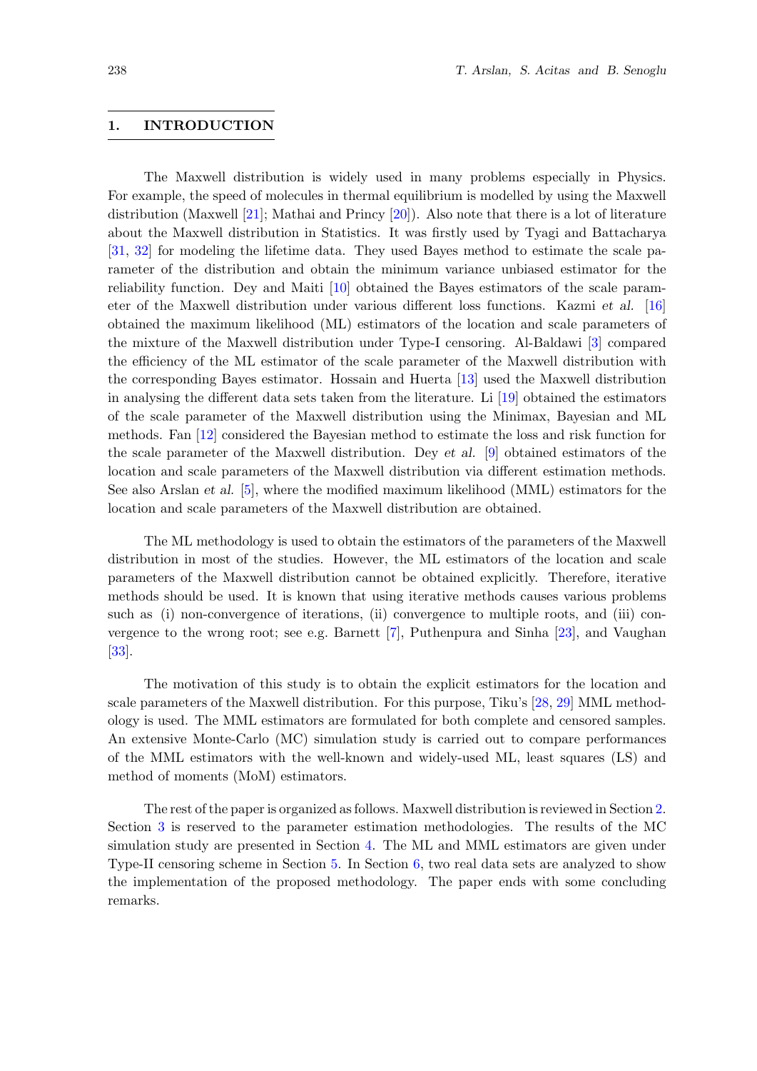## 1. INTRODUCTION

The Maxwell distribution is widely used in many problems especially in Physics. For example, the speed of molecules in thermal equilibrium is modelled by using the Maxwell distribution (Maxwell [21]; Mathai and Princy [20]). Also note that there is a lot of literature about the Maxwell distribution in Statistics. It was firstly used by Tyagi and Battacharya [31, 32] for modeling the lifetime data. They used Bayes method to estimate the scale parameter of the distribution and obtain the minimum variance unbiased estimator for the reliability function. Dey and Maiti [10] obtained the Bayes estimators of the scale parameter of the Maxwell distribution under various different loss functions. Kazmi *et al.* [16] obtained the maximum likelihood (ML) estimators of the location and scale parameters of the mixture of the Maxwell distribution under Type-I censoring. Al-Baldawi [3] compared the efficiency of the ML estimator of the scale parameter of the Maxwell distribution with the corresponding Bayes estimator. Hossain and Huerta [13] used the Maxwell distribution in analysing the different data sets taken from the literature. Li [19] obtained the estimators of the scale parameter of the Maxwell distribution using the Minimax, Bayesian and ML methods. Fan [12] considered the Bayesian method to estimate the loss and risk function for the scale parameter of the Maxwell distribution. Dey *et al.* [9] obtained estimators of the location and scale parameters of the Maxwell distribution via different estimation methods. See also Arslan *et al.* [5], where the modified maximum likelihood (MML) estimators for the location and scale parameters of the Maxwell distribution are obtained.

The ML methodology is used to obtain the estimators of the parameters of the Maxwell distribution in most of the studies. However, the ML estimators of the location and scale parameters of the Maxwell distribution cannot be obtained explicitly. Therefore, iterative methods should be used. It is known that using iterative methods causes various problems such as (i) non-convergence of iterations, (ii) convergence to multiple roots, and (iii) convergence to the wrong root; see e.g. Barnett [7], Puthenpura and Sinha [23], and Vaughan [33].

The motivation of this study is to obtain the explicit estimators for the location and scale parameters of the Maxwell distribution. For this purpose, Tiku's [28, 29] MML methodology is used. The MML estimators are formulated for both complete and censored samples. An extensive Monte-Carlo (MC) simulation study is carried out to compare performances of the MML estimators with the well-known and widely-used ML, least squares (LS) and method of moments (MoM) estimators.

The rest of the paper is organized as follows. Maxwell distribution is reviewed in Section 2. Section 3 is reserved to the parameter estimation methodologies. The results of the MC simulation study are presented in Section 4. The ML and MML estimators are given under Type-II censoring scheme in Section 5. In Section 6, two real data sets are analyzed to show the implementation of the proposed methodology. The paper ends with some concluding remarks.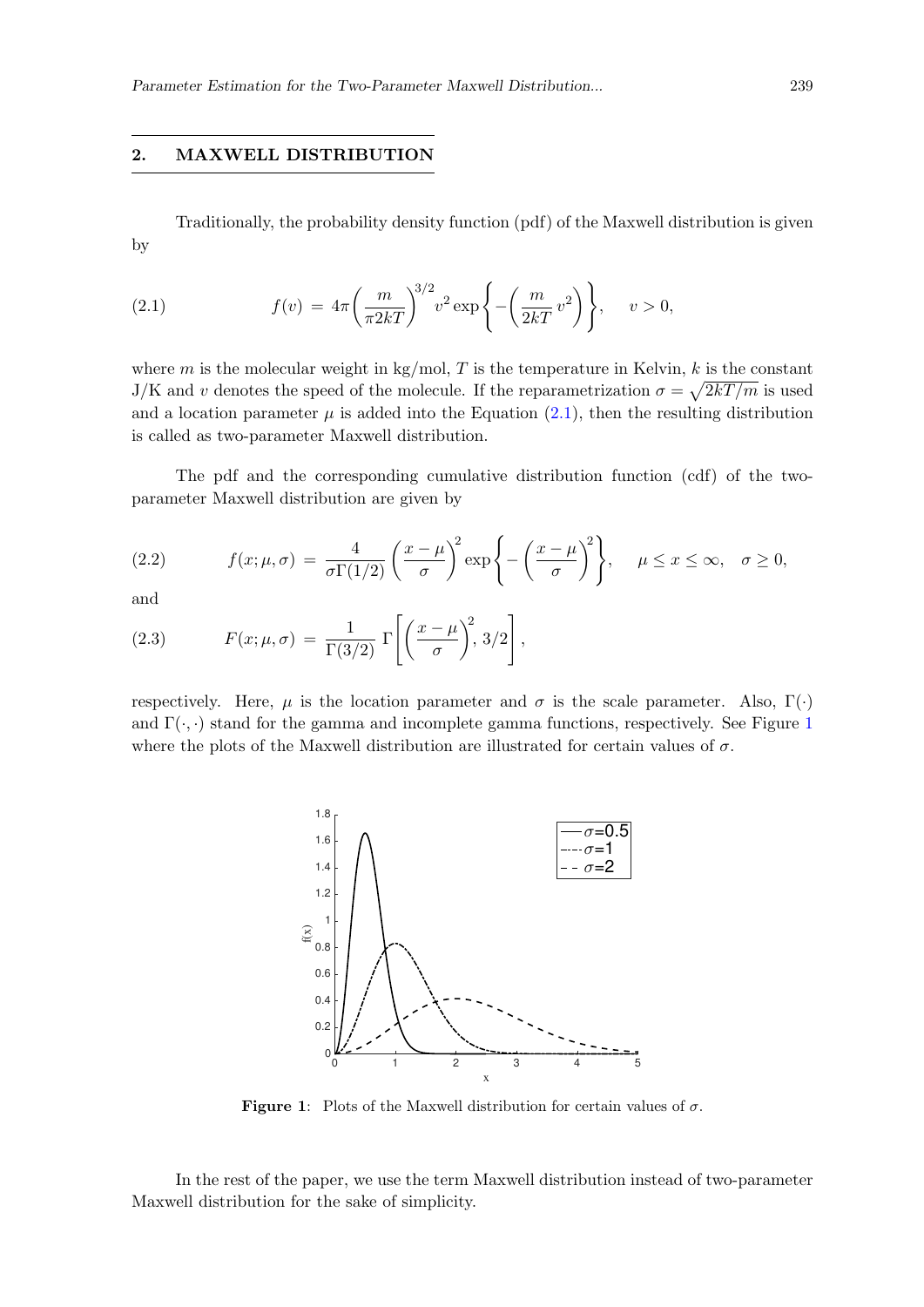## 2. MAXWELL DISTRIBUTION

Traditionally, the probability density function (pdf) of the Maxwell distribution is given by

$$f(v) \,=\, 4\pi\left(\frac{m}{\pi 2kT}\right)^{3/2} v^2 \exp\left\{-\left(\frac{m}{2kT}\,v^2\right)\right\}, \qquad v>0, \tag{2.1}$$

where $m$ is the molecular weight in kg/mol, $T$ is the temperature in Kelvin, $k$ is the constant J/K and $v$ denotes the speed of the molecule. If the reparametrization $\sigma = \sqrt{2kT/m}$ is used and a location parameter $\mu$ is added into the Equation (2.1), then the resulting distribution is called as two-parameter Maxwell distribution.

The pdf and the corresponding cumulative distribution function (cdf) of the two-parameter Maxwell distribution are given by

$$f(x;\mu,\sigma) \,=\, \frac{4}{\sigma\Gamma(1/2)}\left(\frac{x-\mu}{\sigma}\right)^2 \exp\left\{-\left(\frac{x-\mu}{\sigma}\right)^2\right\}, \qquad \mu \le x \le \infty, \quad \sigma \ge 0, \tag{2.2}$$

and

$$F(x;\mu,\sigma) \,=\, \frac{1}{\Gamma(3/2)}\,\Gamma\left[\left(\frac{x-\mu}{\sigma}\right)^2, 3/2\right], \tag{2.3}$$

respectively. Here, $\mu$ is the location parameter and $\sigma$ is the scale parameter. Also, $\Gamma(\cdot)$ and $\Gamma(\cdot,\cdot)$ stand for the gamma and incomplete gamma functions, respectively. See Figure 1 where the plots of the Maxwell distribution are illustrated for certain values of $\sigma$.

**Figure 1**: Plots of the Maxwell distribution for certain values of $\sigma$.

In the rest of the paper, we use the term Maxwell distribution instead of two-parameter Maxwell distribution for the sake of simplicity.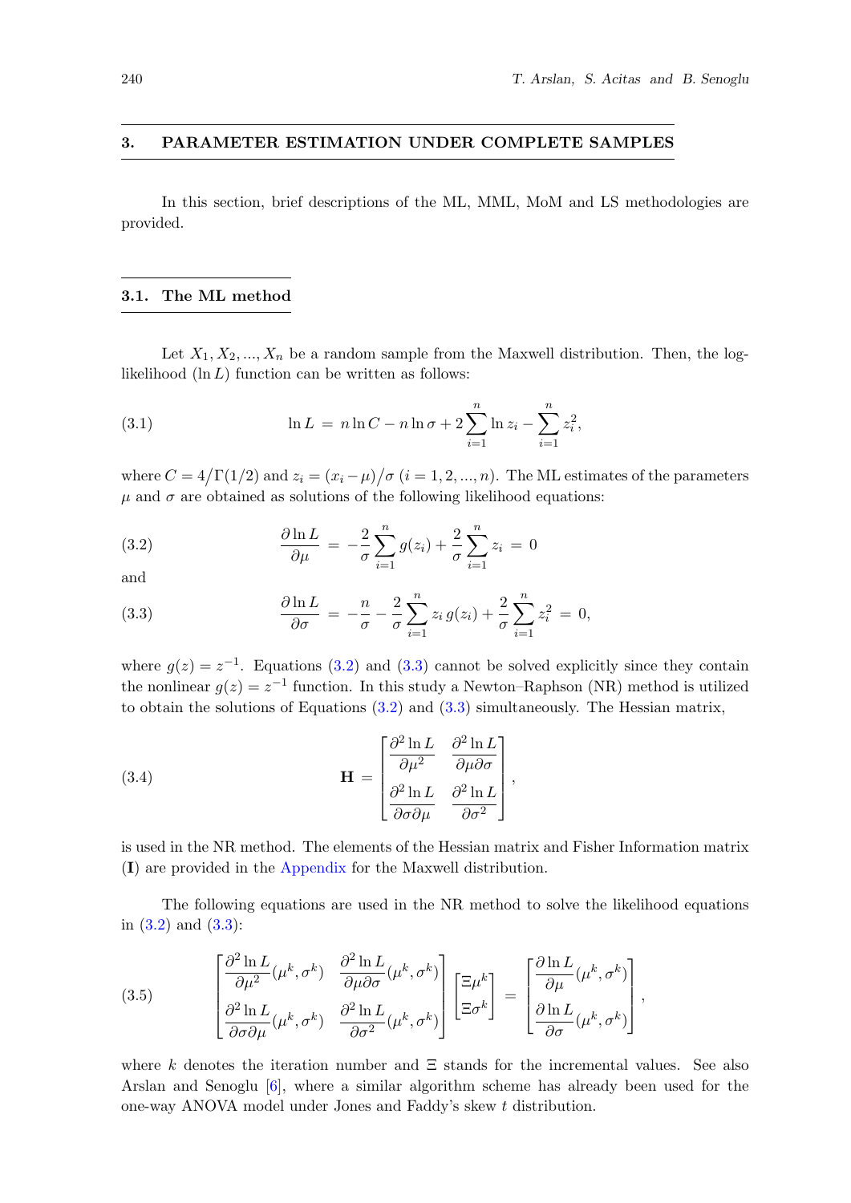## 3. PARAMETER ESTIMATION UNDER COMPLETE SAMPLES

In this section, brief descriptions of the ML, MML, MoM and LS methodologies are provided.

### 3.1. The ML method

Let $X_1, X_2, ..., X_n$ be a random sample from the Maxwell distribution. Then, the log-likelihood ($\ln L$) function can be written as follows:

$$\ln L \;=\; n\ln C - n\ln\sigma + 2\sum_{i=1}^{n}\ln z_i - \sum_{i=1}^{n} z_i^2, \tag{3.1}$$

where $C = 4/\Gamma(1/2)$ and $z_i = (x_i - \mu)/\sigma$ $(i = 1, 2, ..., n)$. The ML estimates of the parameters $\mu$ and $\sigma$ are obtained as solutions of the following likelihood equations:

$$\frac{\partial \ln L}{\partial \mu} \;=\; -\frac{2}{\sigma}\sum_{i=1}^{n} g(z_i) + \frac{2}{\sigma}\sum_{i=1}^{n} z_i \;=\; 0 \tag{3.2}$$

and

$$\frac{\partial \ln L}{\partial \sigma} \;=\; -\frac{n}{\sigma} - \frac{2}{\sigma}\sum_{i=1}^{n} z_i\, g(z_i) + \frac{2}{\sigma}\sum_{i=1}^{n} z_i^2 \;=\; 0, \tag{3.3}$$

where $g(z) = z^{-1}$. Equations (3.2) and (3.3) cannot be solved explicitly since they contain the nonlinear $g(z) = z^{-1}$ function. In this study a Newton–Raphson (NR) method is utilized to obtain the solutions of Equations (3.2) and (3.3) simultaneously. The Hessian matrix,

$$\mathbf{H} \;=\; \begin{bmatrix} \dfrac{\partial^2 \ln L}{\partial \mu^2} & \dfrac{\partial^2 \ln L}{\partial \mu \partial \sigma} \\[2ex] \dfrac{\partial^2 \ln L}{\partial \sigma \partial \mu} & \dfrac{\partial^2 \ln L}{\partial \sigma^2} \end{bmatrix}, \tag{3.4}$$

is used in the NR method. The elements of the Hessian matrix and Fisher Information matrix ($\mathbf{I}$) are provided in the Appendix for the Maxwell distribution.

The following equations are used in the NR method to solve the likelihood equations in (3.2) and (3.3):

$$\begin{bmatrix} \dfrac{\partial^2 \ln L}{\partial \mu^2}(\mu^k, \sigma^k) & \dfrac{\partial^2 \ln L}{\partial \mu \partial \sigma}(\mu^k, \sigma^k) \\[2ex] \dfrac{\partial^2 \ln L}{\partial \sigma \partial \mu}(\mu^k, \sigma^k) & \dfrac{\partial^2 \ln L}{\partial \sigma^2}(\mu^k, \sigma^k) \end{bmatrix} \begin{bmatrix} \Xi\mu^k \\ \Xi\sigma^k \end{bmatrix} \;=\; \begin{bmatrix} \dfrac{\partial \ln L}{\partial \mu}(\mu^k, \sigma^k) \\[2ex] \dfrac{\partial \ln L}{\partial \sigma}(\mu^k, \sigma^k) \end{bmatrix}, \tag{3.5}$$

where $k$ denotes the iteration number and $\Xi$ stands for the incremental values. See also Arslan and Senoglu [6], where a similar algorithm scheme has already been used for the one-way ANOVA model under Jones and Faddy's skew $t$ distribution.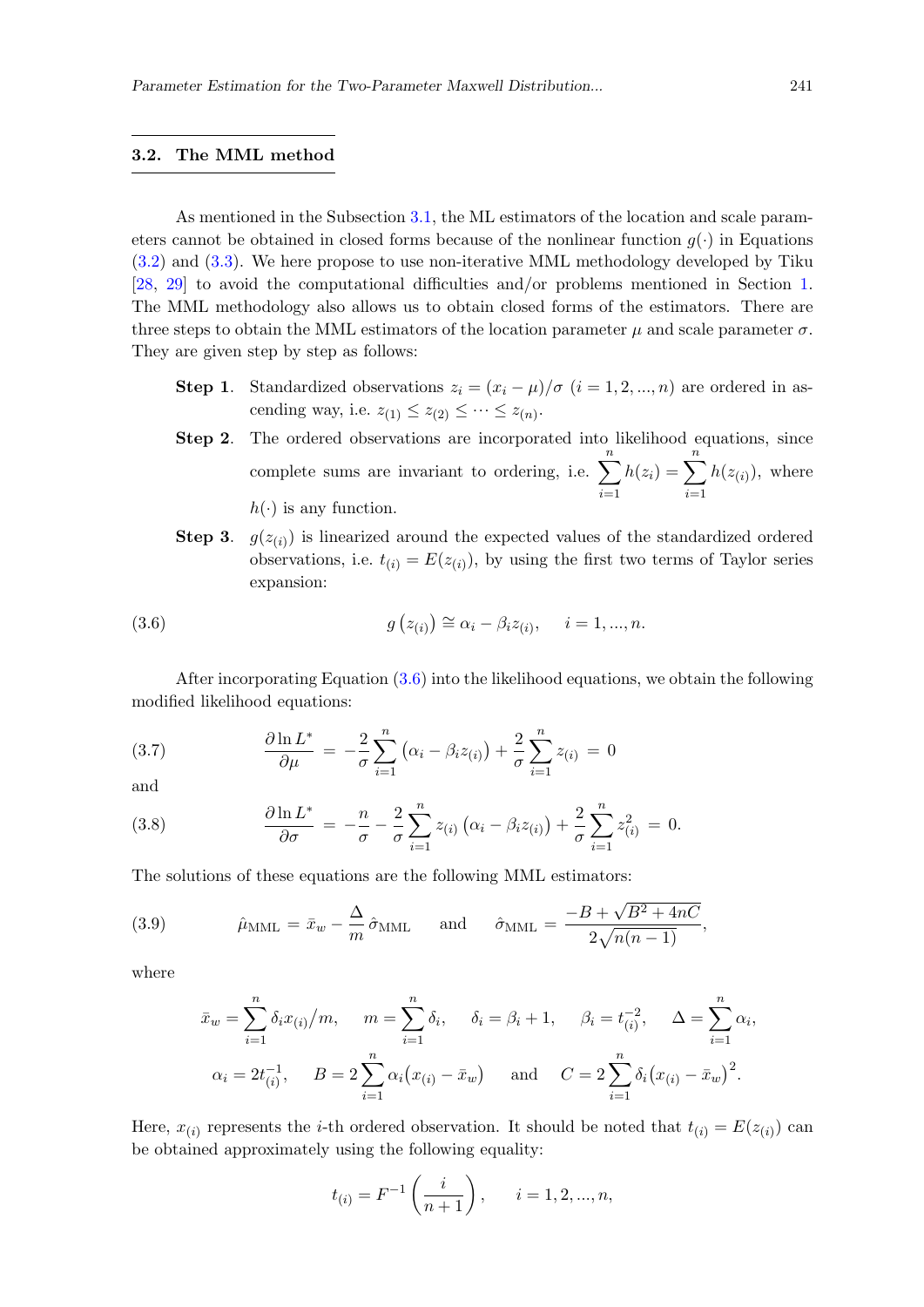### 3.2. The MML method

As mentioned in the Subsection 3.1, the ML estimators of the location and scale parameters cannot be obtained in closed forms because of the nonlinear function $g(\cdot)$ in Equations (3.2) and (3.3). We here propose to use non-iterative MML methodology developed by Tiku [28, 29] to avoid the computational difficulties and/or problems mentioned in Section 1. The MML methodology also allows us to obtain closed forms of the estimators. There are three steps to obtain the MML estimators of the location parameter $\mu$ and scale parameter $\sigma$. They are given step by step as follows:

- **Step 1**. Standardized observations $z_i = (x_i - \mu)/\sigma$ $(i = 1, 2, ..., n)$ are ordered in ascending way, i.e. $z_{(1)} \leq z_{(2)} \leq \cdots \leq z_{(n)}$.
- **Step 2**. The ordered observations are incorporated into likelihood equations, since complete sums are invariant to ordering, i.e. $\sum_{i=1}^{n} h(z_i) = \sum_{i=1}^{n} h(z_{(i)})$, where $h(\cdot)$ is any function.
- **Step 3**. $g(z_{(i)})$ is linearized around the expected values of the standardized ordered observations, i.e. $t_{(i)} = E(z_{(i)})$, by using the first two terms of Taylor series expansion:

$$g\left(z_{(i)}\right) \cong \alpha_i - \beta_i z_{(i)}, \qquad i = 1, ..., n. \tag{3.6}$$

After incorporating Equation (3.6) into the likelihood equations, we obtain the following modified likelihood equations:

$$\frac{\partial \ln L^*}{\partial \mu} \;=\; -\frac{2}{\sigma}\sum_{i=1}^{n}\left(\alpha_i - \beta_i z_{(i)}\right) + \frac{2}{\sigma}\sum_{i=1}^{n} z_{(i)} \;=\; 0 \tag{3.7}$$

and

$$\frac{\partial \ln L^*}{\partial \sigma} \;=\; -\frac{n}{\sigma} - \frac{2}{\sigma}\sum_{i=1}^{n} z_{(i)}\left(\alpha_i - \beta_i z_{(i)}\right) + \frac{2}{\sigma}\sum_{i=1}^{n} z_{(i)}^2 \;=\; 0. \tag{3.8}$$

The solutions of these equations are the following MML estimators:

$$\hat{\mu}_{\text{MML}} = \bar{x}_w - \frac{\Delta}{m}\,\hat{\sigma}_{\text{MML}} \qquad \text{and} \qquad \hat{\sigma}_{\text{MML}} = \frac{-B + \sqrt{B^2 + 4nC}}{2\sqrt{n(n-1)}}, \tag{3.9}$$

where

$$\bar{x}_w = \sum_{i=1}^{n} \delta_i x_{(i)} / m, \qquad m = \sum_{i=1}^{n} \delta_i, \qquad \delta_i = \beta_i + 1, \qquad \beta_i = t_{(i)}^{-2}, \qquad \Delta = \sum_{i=1}^{n} \alpha_i,$$

$$\alpha_i = 2t_{(i)}^{-1}, \qquad B = 2\sum_{i=1}^{n} \alpha_i\left(x_{(i)} - \bar{x}_w\right) \qquad \text{and} \qquad C = 2\sum_{i=1}^{n} \delta_i\left(x_{(i)} - \bar{x}_w\right)^2.$$

Here, $x_{(i)}$ represents the $i$-th ordered observation. It should be noted that $t_{(i)} = E(z_{(i)})$ can be obtained approximately using the following equality:

$$t_{(i)} = F^{-1}\left(\frac{i}{n+1}\right), \qquad i = 1, 2, ..., n,$$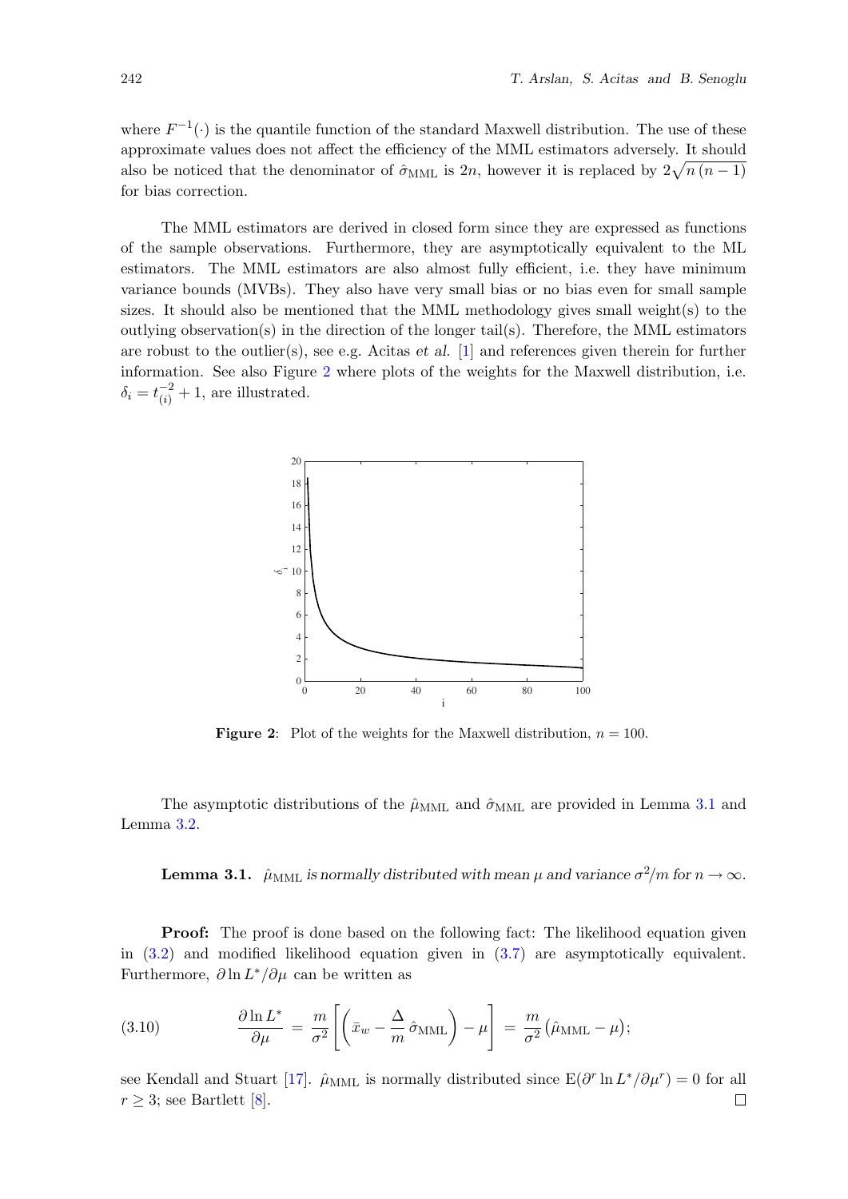where $F^{-1}(\cdot)$ is the quantile function of the standard Maxwell distribution. The use of these approximate values does not affect the efficiency of the MML estimators adversely. It should also be noticed that the denominator of $\hat{\sigma}_{\text{MML}}$ is $2n$, however it is replaced by $2\sqrt{n\,(n-1)}$ for bias correction.

The MML estimators are derived in closed form since they are expressed as functions of the sample observations. Furthermore, they are asymptotically equivalent to the ML estimators. The MML estimators are also almost fully efficient, i.e. they have minimum variance bounds (MVBs). They also have very small bias or no bias even for small sample sizes. It should also be mentioned that the MML methodology gives small weight(s) to the outlying observation(s) in the direction of the longer tail(s). Therefore, the MML estimators are robust to the outlier(s), see e.g. Acitas *et al.* [1] and references given therein for further information. See also Figure 2 where plots of the weights for the Maxwell distribution, i.e. $\delta_i = t_{(i)}^{-2} + 1$, are illustrated.

**Figure 2**: Plot of the weights for the Maxwell distribution, $n = 100$.

The asymptotic distributions of the $\hat{\mu}_{\text{MML}}$ and $\hat{\sigma}_{\text{MML}}$ are provided in Lemma 3.1 and Lemma 3.2.

**Lemma 3.1.** *$\hat{\mu}_{\text{MML}}$ is normally distributed with mean $\mu$ and variance $\sigma^2/m$ for $n \to \infty$.*

**Proof:** The proof is done based on the following fact: The likelihood equation given in (3.2) and modified likelihood equation given in (3.7) are asymptotically equivalent. Furthermore, $\partial \ln L^*/\partial\mu$ can be written as

$$
\frac{\partial \ln L^*}{\partial \mu} \;=\; \frac{m}{\sigma^2}\left[\left(\bar{x}_w - \frac{\Delta}{m}\,\hat{\sigma}_{\text{MML}}\right) - \mu\right] \;=\; \frac{m}{\sigma^2}\left(\hat{\mu}_{\text{MML}} - \mu\right); \tag{3.10}
$$

see Kendall and Stuart [17]. $\hat{\mu}_{\text{MML}}$ is normally distributed since $\mathrm{E}(\partial^r \ln L^*/\partial\mu^r) = 0$ for all $r \geq 3$; see Bartlett [8]. □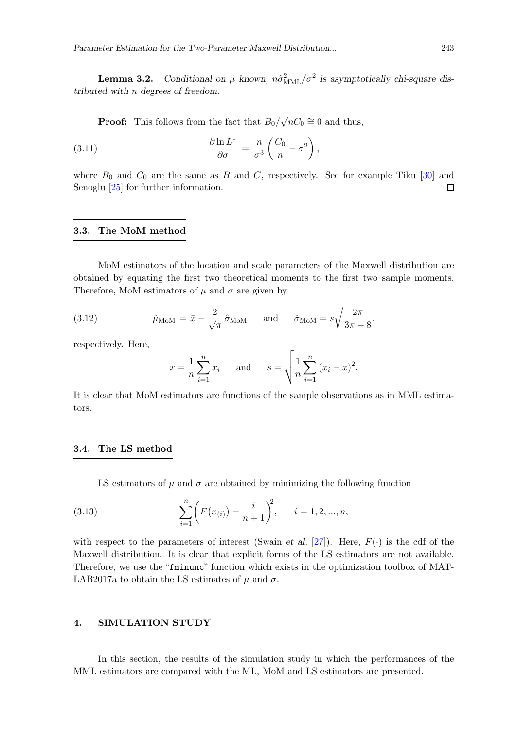**Lemma 3.2.** *Conditional on $\mu$ known, $n\hat{\sigma}^2_{\text{MML}}/\sigma^2$ is asymptotically chi-square distributed with $n$ degrees of freedom.*

**Proof:** This follows from the fact that $B_0/\sqrt{nC_0} \cong 0$ and thus,

$$\frac{\partial \ln L^*}{\partial \sigma} = \frac{n}{\sigma^3}\left(\frac{C_0}{n} - \sigma^2\right), \tag{3.11}$$

where $B_0$ and $C_0$ are the same as $B$ and $C$, respectively. See for example Tiku [30] and Senoglu [25] for further information. □

## 3.3. The MoM method

MoM estimators of the location and scale parameters of the Maxwell distribution are obtained by equating the first two theoretical moments to the first two sample moments. Therefore, MoM estimators of $\mu$ and $\sigma$ are given by

$$\hat{\mu}_{\text{MoM}} = \bar{x} - \frac{2}{\sqrt{\pi}}\,\hat{\sigma}_{\text{MoM}} \qquad \text{and} \qquad \hat{\sigma}_{\text{MoM}} = s\sqrt{\frac{2\pi}{3\pi - 8}}, \tag{3.12}$$

respectively. Here,

$$\bar{x} = \frac{1}{n}\sum_{i=1}^{n} x_i \qquad \text{and} \qquad s = \sqrt{\frac{1}{n}\sum_{i=1}^{n}(x_i - \bar{x})^2}.$$

It is clear that MoM estimators are functions of the sample observations as in MML estimators.

## 3.4. The LS method

LS estimators of $\mu$ and $\sigma$ are obtained by minimizing the following function

$$\sum_{i=1}^{n}\left(F\big(x_{(i)}\big) - \frac{i}{n+1}\right)^2, \qquad i = 1, 2, ..., n, \tag{3.13}$$

with respect to the parameters of interest (Swain *et al.* [27]). Here, $F(\cdot)$ is the cdf of the Maxwell distribution. It is clear that explicit forms of the LS estimators are not available. Therefore, we use the "`fminunc`" function which exists in the optimization toolbox of MATLAB2017a to obtain the LS estimates of $\mu$ and $\sigma$.

# 4. SIMULATION STUDY

In this section, the results of the simulation study in which the performances of the MML estimators are compared with the ML, MoM and LS estimators are presented.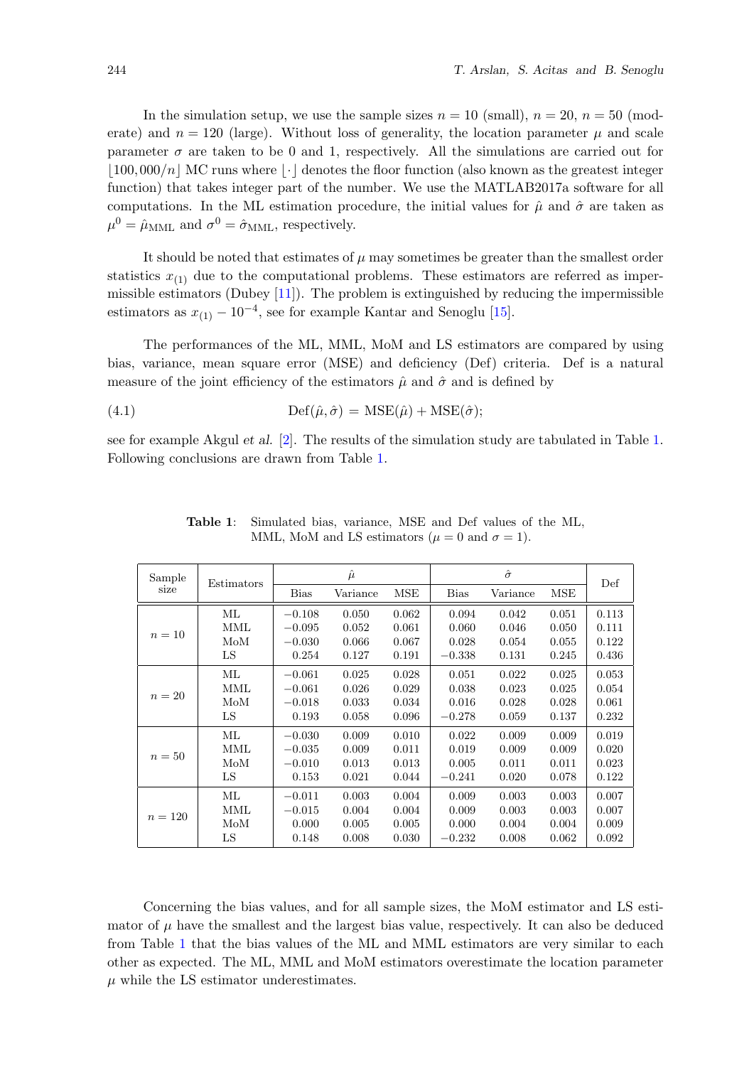In the simulation setup, we use the sample sizes $n = 10$ (small), $n = 20$, $n = 50$ (moderate) and $n = 120$ (large). Without loss of generality, the location parameter $\mu$ and scale parameter $\sigma$ are taken to be 0 and 1, respectively. All the simulations are carried out for $\lfloor 100{,}000/n \rfloor$ MC runs where $\lfloor \cdot \rfloor$ denotes the floor function (also known as the greatest integer function) that takes integer part of the number. We use the MATLAB2017a software for all computations. In the ML estimation procedure, the initial values for $\hat{\mu}$ and $\hat{\sigma}$ are taken as $\mu^0 = \hat{\mu}_{\mathrm{MML}}$ and $\sigma^0 = \hat{\sigma}_{\mathrm{MML}}$, respectively.

It should be noted that estimates of $\mu$ may sometimes be greater than the smallest order statistics $x_{(1)}$ due to the computational problems. These estimators are referred as impermissible estimators (Dubey [11]). The problem is extinguished by reducing the impermissible estimators as $x_{(1)} - 10^{-4}$, see for example Kantar and Senoglu [15].

The performances of the ML, MML, MoM and LS estimators are compared by using bias, variance, mean square error (MSE) and deficiency (Def) criteria. Def is a natural measure of the joint efficiency of the estimators $\hat{\mu}$ and $\hat{\sigma}$ and is defined by

$$\mathrm{Def}(\hat{\mu}, \hat{\sigma}) = \mathrm{MSE}(\hat{\mu}) + \mathrm{MSE}(\hat{\sigma}); \tag{4.1}$$

see for example Akgul *et al.* [2]. The results of the simulation study are tabulated in Table 1. Following conclusions are drawn from Table 1.

**Table 1**: Simulated bias, variance, MSE and Def values of the ML, MML, MoM and LS estimators ($\mu = 0$ and $\sigma = 1$).

| Sample size | Estimators | $\hat{\mu}$ | | | $\hat{\sigma}$ | | | Def |
|---|---|---|---|---|---|---|---|---|
| | | Bias | Variance | MSE | Bias | Variance | MSE | |
| $n = 10$ | ML | −0.108 | 0.050 | 0.062 | 0.094 | 0.042 | 0.051 | 0.113 |
| | MML | −0.095 | 0.052 | 0.061 | 0.060 | 0.046 | 0.050 | 0.111 |
| | MoM | −0.030 | 0.066 | 0.067 | 0.028 | 0.054 | 0.055 | 0.122 |
| | LS | 0.254 | 0.127 | 0.191 | −0.338 | 0.131 | 0.245 | 0.436 |
| $n = 20$ | ML | −0.061 | 0.025 | 0.028 | 0.051 | 0.022 | 0.025 | 0.053 |
| | MML | −0.061 | 0.026 | 0.029 | 0.038 | 0.023 | 0.025 | 0.054 |
| | MoM | −0.018 | 0.033 | 0.034 | 0.016 | 0.028 | 0.028 | 0.061 |
| | LS | 0.193 | 0.058 | 0.096 | −0.278 | 0.059 | 0.137 | 0.232 |
| $n = 50$ | ML | −0.030 | 0.009 | 0.010 | 0.022 | 0.009 | 0.009 | 0.019 |
| | MML | −0.035 | 0.009 | 0.011 | 0.019 | 0.009 | 0.009 | 0.020 |
| | MoM | −0.010 | 0.013 | 0.013 | 0.005 | 0.011 | 0.011 | 0.023 |
| | LS | 0.153 | 0.021 | 0.044 | −0.241 | 0.020 | 0.078 | 0.122 |
| $n = 120$ | ML | −0.011 | 0.003 | 0.004 | 0.009 | 0.003 | 0.003 | 0.007 |
| | MML | −0.015 | 0.004 | 0.004 | 0.009 | 0.003 | 0.003 | 0.007 |
| | MoM | 0.000 | 0.005 | 0.005 | 0.000 | 0.004 | 0.004 | 0.009 |
| | LS | 0.148 | 0.008 | 0.030 | −0.232 | 0.008 | 0.062 | 0.092 |

Concerning the bias values, and for all sample sizes, the MoM estimator and LS estimator of $\mu$ have the smallest and the largest bias value, respectively. It can also be deduced from Table 1 that the bias values of the ML and MML estimators are very similar to each other as expected. The ML, MML and MoM estimators overestimate the location parameter $\mu$ while the LS estimator underestimates.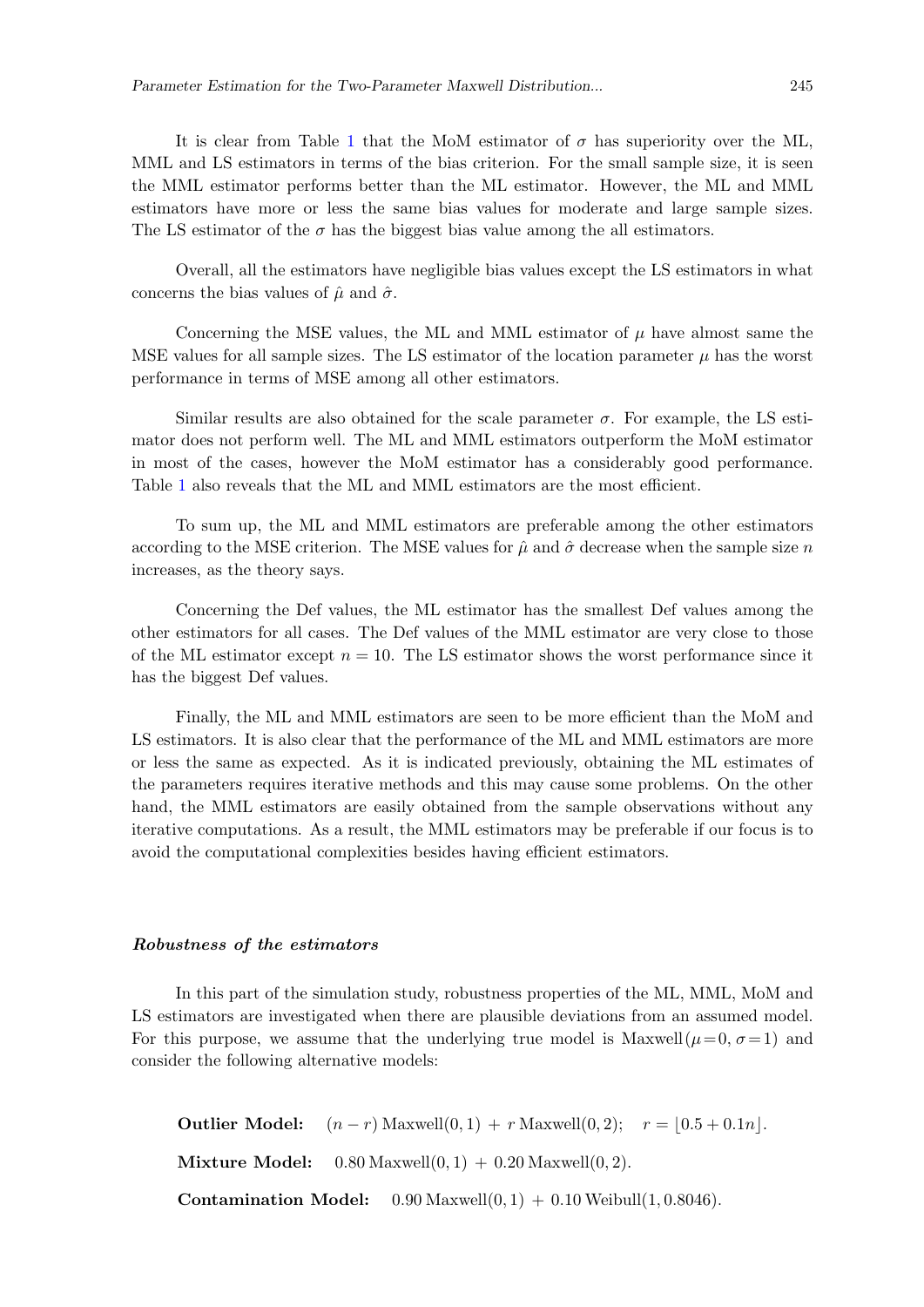It is clear from Table 1 that the MoM estimator of $\sigma$ has superiority over the ML, MML and LS estimators in terms of the bias criterion. For the small sample size, it is seen the MML estimator performs better than the ML estimator. However, the ML and MML estimators have more or less the same bias values for moderate and large sample sizes. The LS estimator of the $\sigma$ has the biggest bias value among the all estimators.

Overall, all the estimators have negligible bias values except the LS estimators in what concerns the bias values of $\hat{\mu}$ and $\hat{\sigma}$.

Concerning the MSE values, the ML and MML estimator of $\mu$ have almost same the MSE values for all sample sizes. The LS estimator of the location parameter $\mu$ has the worst performance in terms of MSE among all other estimators.

Similar results are also obtained for the scale parameter $\sigma$. For example, the LS estimator does not perform well. The ML and MML estimators outperform the MoM estimator in most of the cases, however the MoM estimator has a considerably good performance. Table 1 also reveals that the ML and MML estimators are the most efficient.

To sum up, the ML and MML estimators are preferable among the other estimators according to the MSE criterion. The MSE values for $\hat{\mu}$ and $\hat{\sigma}$ decrease when the sample size $n$ increases, as the theory says.

Concerning the Def values, the ML estimator has the smallest Def values among the other estimators for all cases. The Def values of the MML estimator are very close to those of the ML estimator except $n = 10$. The LS estimator shows the worst performance since it has the biggest Def values.

Finally, the ML and MML estimators are seen to be more efficient than the MoM and LS estimators. It is also clear that the performance of the ML and MML estimators are more or less the same as expected. As it is indicated previously, obtaining the ML estimates of the parameters requires iterative methods and this may cause some problems. On the other hand, the MML estimators are easily obtained from the sample observations without any iterative computations. As a result, the MML estimators may be preferable if our focus is to avoid the computational complexities besides having efficient estimators.

### *Robustness of the estimators*

In this part of the simulation study, robustness properties of the ML, MML, MoM and LS estimators are investigated when there are plausible deviations from an assumed model. For this purpose, we assume that the underlying true model is Maxwell$(\mu = 0, \sigma = 1)$ and consider the following alternative models:

**Outlier Model:** $(n - r)\,\text{Maxwell}(0, 1) \,+\, r\,\text{Maxwell}(0, 2); \quad r = \lfloor 0.5 + 0.1n \rfloor.$

**Mixture Model:** $0.80\,\text{Maxwell}(0, 1) \,+\, 0.20\,\text{Maxwell}(0, 2).$

**Contamination Model:** $0.90\,\text{Maxwell}(0, 1) \,+\, 0.10\,\text{Weibull}(1, 0.8046).$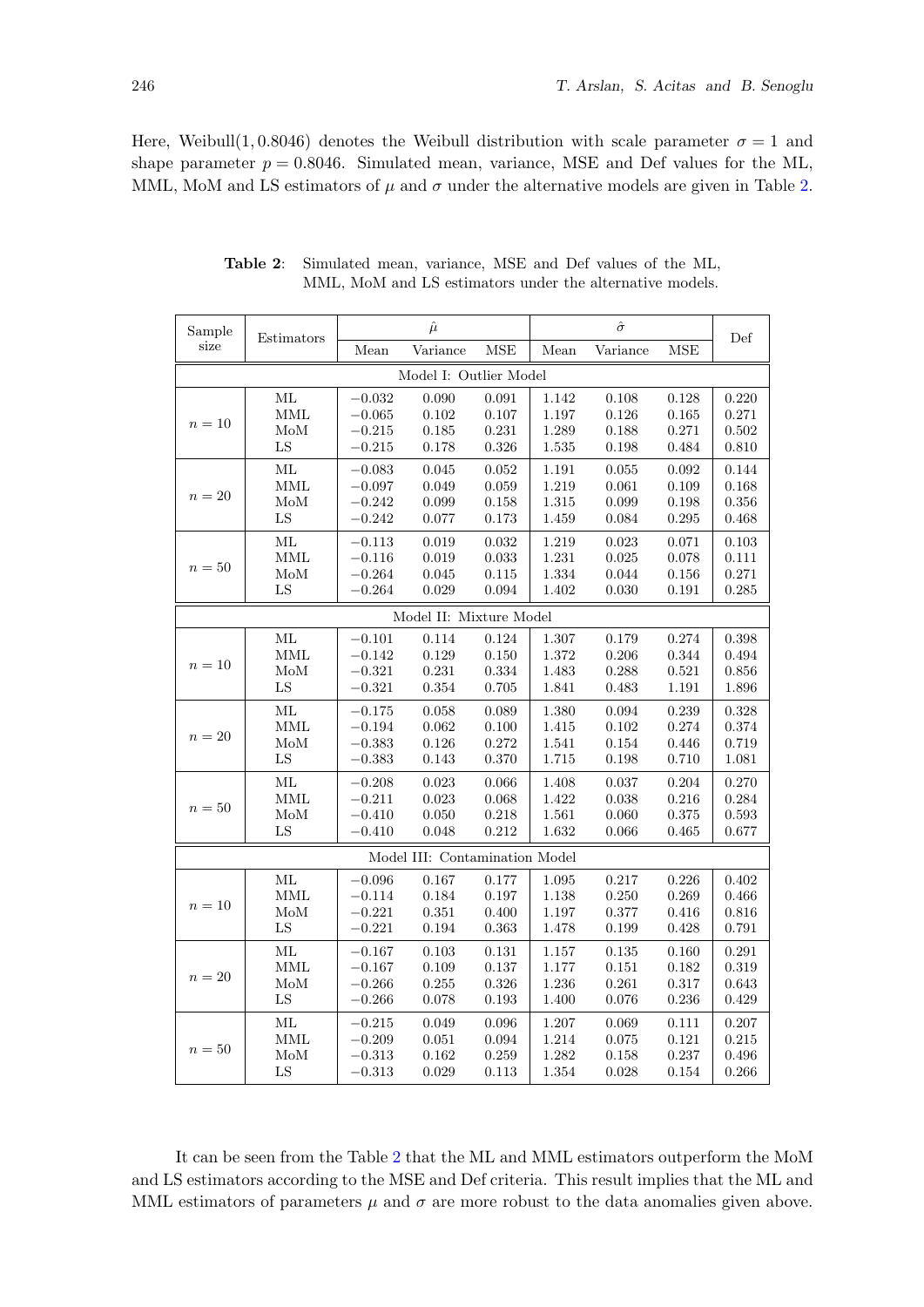Here, Weibull(1, 0.8046) denotes the Weibull distribution with scale parameter $\sigma = 1$ and shape parameter $p = 0.8046$. Simulated mean, variance, MSE and Def values for the ML, MML, MoM and LS estimators of $\mu$ and $\sigma$ under the alternative models are given in Table 2.

**Table 2**: Simulated mean, variance, MSE and Def values of the ML, MML, MoM and LS estimators under the alternative models.

| Sample size | Estimators | $\hat{\mu}$ | | | $\hat{\sigma}$ | | | Def |
|---|---|---|---|---|---|---|---|---|
| | | Mean | Variance | MSE | Mean | Variance | MSE | |
| **Model I: Outlier Model** | | | | | | | | |
| $n = 10$ | ML | $-0.032$ | 0.090 | 0.091 | 1.142 | 0.108 | 0.128 | 0.220 |
| | MML | $-0.065$ | 0.102 | 0.107 | 1.197 | 0.126 | 0.165 | 0.271 |
| | MoM | $-0.215$ | 0.185 | 0.231 | 1.289 | 0.188 | 0.271 | 0.502 |
| | LS | $-0.215$ | 0.178 | 0.326 | 1.535 | 0.198 | 0.484 | 0.810 |
| $n = 20$ | ML | $-0.083$ | 0.045 | 0.052 | 1.191 | 0.055 | 0.092 | 0.144 |
| | MML | $-0.097$ | 0.049 | 0.059 | 1.219 | 0.061 | 0.109 | 0.168 |
| | MoM | $-0.242$ | 0.099 | 0.158 | 1.315 | 0.099 | 0.198 | 0.356 |
| | LS | $-0.242$ | 0.077 | 0.173 | 1.459 | 0.084 | 0.295 | 0.468 |
| $n = 50$ | ML | $-0.113$ | 0.019 | 0.032 | 1.219 | 0.023 | 0.071 | 0.103 |
| | MML | $-0.116$ | 0.019 | 0.033 | 1.231 | 0.025 | 0.078 | 0.111 |
| | MoM | $-0.264$ | 0.045 | 0.115 | 1.334 | 0.044 | 0.156 | 0.271 |
| | LS | $-0.264$ | 0.029 | 0.094 | 1.402 | 0.030 | 0.191 | 0.285 |
| **Model II: Mixture Model** | | | | | | | | |
| $n = 10$ | ML | $-0.101$ | 0.114 | 0.124 | 1.307 | 0.179 | 0.274 | 0.398 |
| | MML | $-0.142$ | 0.129 | 0.150 | 1.372 | 0.206 | 0.344 | 0.494 |
| | MoM | $-0.321$ | 0.231 | 0.334 | 1.483 | 0.288 | 0.521 | 0.856 |
| | LS | $-0.321$ | 0.354 | 0.705 | 1.841 | 0.483 | 1.191 | 1.896 |
| $n = 20$ | ML | $-0.175$ | 0.058 | 0.089 | 1.380 | 0.094 | 0.239 | 0.328 |
| | MML | $-0.194$ | 0.062 | 0.100 | 1.415 | 0.102 | 0.274 | 0.374 |
| | MoM | $-0.383$ | 0.126 | 0.272 | 1.541 | 0.154 | 0.446 | 0.719 |
| | LS | $-0.383$ | 0.143 | 0.370 | 1.715 | 0.198 | 0.710 | 1.081 |
| $n = 50$ | ML | $-0.208$ | 0.023 | 0.066 | 1.408 | 0.037 | 0.204 | 0.270 |
| | MML | $-0.211$ | 0.023 | 0.068 | 1.422 | 0.038 | 0.216 | 0.284 |
| | MoM | $-0.410$ | 0.050 | 0.218 | 1.561 | 0.060 | 0.375 | 0.593 |
| | LS | $-0.410$ | 0.048 | 0.212 | 1.632 | 0.066 | 0.465 | 0.677 |
| **Model III: Contamination Model** | | | | | | | | |
| $n = 10$ | ML | $-0.096$ | 0.167 | 0.177 | 1.095 | 0.217 | 0.226 | 0.402 |
| | MML | $-0.114$ | 0.184 | 0.197 | 1.138 | 0.250 | 0.269 | 0.466 |
| | MoM | $-0.221$ | 0.351 | 0.400 | 1.197 | 0.377 | 0.416 | 0.816 |
| | LS | $-0.221$ | 0.194 | 0.363 | 1.478 | 0.199 | 0.428 | 0.791 |
| $n = 20$ | ML | $-0.167$ | 0.103 | 0.131 | 1.157 | 0.135 | 0.160 | 0.291 |
| | MML | $-0.167$ | 0.109 | 0.137 | 1.177 | 0.151 | 0.182 | 0.319 |
| | MoM | $-0.266$ | 0.255 | 0.326 | 1.236 | 0.261 | 0.317 | 0.643 |
| | LS | $-0.266$ | 0.078 | 0.193 | 1.400 | 0.076 | 0.236 | 0.429 |
| $n = 50$ | ML | $-0.215$ | 0.049 | 0.096 | 1.207 | 0.069 | 0.111 | 0.207 |
| | MML | $-0.209$ | 0.051 | 0.094 | 1.214 | 0.075 | 0.121 | 0.215 |
| | MoM | $-0.313$ | 0.162 | 0.259 | 1.282 | 0.158 | 0.237 | 0.496 |
| | LS | $-0.313$ | 0.029 | 0.113 | 1.354 | 0.028 | 0.154 | 0.266 |

It can be seen from the Table 2 that the ML and MML estimators outperform the MoM and LS estimators according to the MSE and Def criteria. This result implies that the ML and MML estimators of parameters $\mu$ and $\sigma$ are more robust to the data anomalies given above.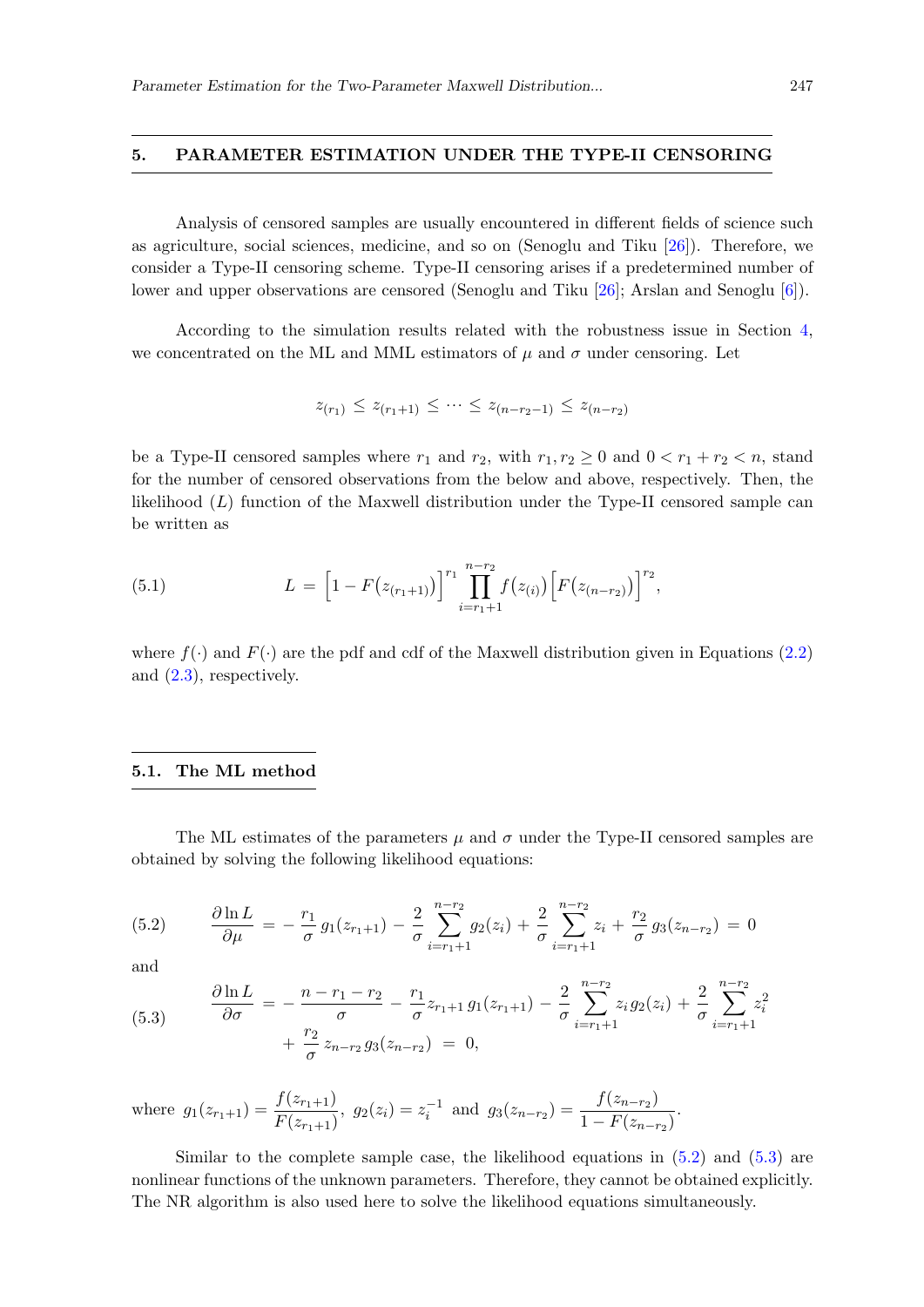## 5. PARAMETER ESTIMATION UNDER THE TYPE-II CENSORING

Analysis of censored samples are usually encountered in different fields of science such as agriculture, social sciences, medicine, and so on (Senoglu and Tiku [26]). Therefore, we consider a Type-II censoring scheme. Type-II censoring arises if a predetermined number of lower and upper observations are censored (Senoglu and Tiku [26]; Arslan and Senoglu [6]).

According to the simulation results related with the robustness issue in Section 4, we concentrated on the ML and MML estimators of $\mu$ and $\sigma$ under censoring. Let

$$z_{(r_1)} \le z_{(r_1+1)} \le \cdots \le z_{(n-r_2-1)} \le z_{(n-r_2)}$$

be a Type-II censored samples where $r_1$ and $r_2$, with $r_1, r_2 \ge 0$ and $0 < r_1 + r_2 < n$, stand for the number of censored observations from the below and above, respectively. Then, the likelihood ($L$) function of the Maxwell distribution under the Type-II censored sample can be written as

$$L = \Big[1 - F\big(z_{(r_1+1)}\big)\Big]^{r_1} \prod_{i=r_1+1}^{n-r_2} f\big(z_{(i)}\big) \Big[F\big(z_{(n-r_2)}\big)\Big]^{r_2}, \tag{5.1}$$

where $f(\cdot)$ and $F(\cdot)$ are the pdf and cdf of the Maxwell distribution given in Equations (2.2) and (2.3), respectively.

### 5.1. The ML method

The ML estimates of the parameters $\mu$ and $\sigma$ under the Type-II censored samples are obtained by solving the following likelihood equations:

$$\frac{\partial \ln L}{\partial \mu} = -\frac{r_1}{\sigma}\, g_1(z_{r_1+1}) - \frac{2}{\sigma}\sum_{i=r_1+1}^{n-r_2} g_2(z_i) + \frac{2}{\sigma}\sum_{i=r_1+1}^{n-r_2} z_i + \frac{r_2}{\sigma}\, g_3(z_{n-r_2}) = 0 \tag{5.2}$$

and

$$\frac{\partial \ln L}{\partial \sigma} = -\frac{n-r_1-r_2}{\sigma} - \frac{r_1}{\sigma} z_{r_1+1}\, g_1(z_{r_1+1}) - \frac{2}{\sigma}\sum_{i=r_1+1}^{n-r_2} z_i\, g_2(z_i) + \frac{2}{\sigma}\sum_{i=r_1+1}^{n-r_2} z_i^2 + \frac{r_2}{\sigma}\, z_{n-r_2}\, g_3(z_{n-r_2}) = 0, \tag{5.3}$$

where $g_1(z_{r_1+1}) = \dfrac{f(z_{r_1+1})}{F(z_{r_1+1})}$, $g_2(z_i) = z_i^{-1}$ and $g_3(z_{n-r_2}) = \dfrac{f(z_{n-r_2})}{1 - F(z_{n-r_2})}$.

Similar to the complete sample case, the likelihood equations in (5.2) and (5.3) are nonlinear functions of the unknown parameters. Therefore, they cannot be obtained explicitly. The NR algorithm is also used here to solve the likelihood equations simultaneously.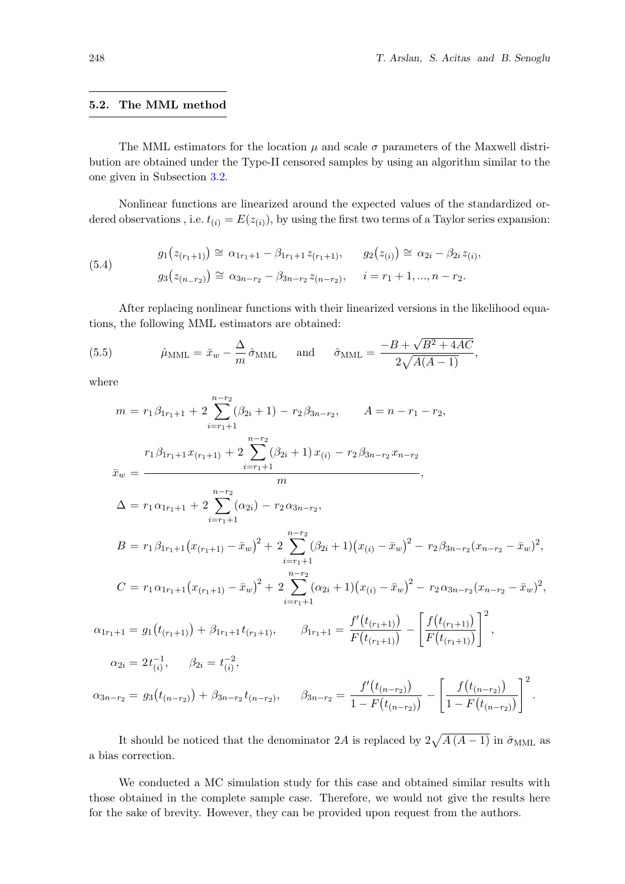### 5.2. The MML method

The MML estimators for the location $\mu$ and scale $\sigma$ parameters of the Maxwell distribution are obtained under the Type-II censored samples by using an algorithm similar to the one given in Subsection 3.2.

Nonlinear functions are linearized around the expected values of the standardized ordered observations , i.e. $t_{(i)} = E(z_{(i)})$, by using the first two terms of a Taylor series expansion:

$$
\begin{aligned}
&g_1\big(z_{(r_1+1)}\big) \cong \alpha_{1r_1+1} - \beta_{1r_1+1}\, z_{(r_1+1)}, \qquad g_2\big(z_{(i)}\big) \cong \alpha_{2i} - \beta_{2i}\, z_{(i)}, \\
&g_3\big(z_{(n-r_2)}\big) \cong \alpha_{3n-r_2} - \beta_{3n-r_2}\, z_{(n-r_2)}, \qquad i = r_1+1, \dots, n-r_2.
\end{aligned} \tag{5.4}
$$

After replacing nonlinear functions with their linearized versions in the likelihood equations, the following MML estimators are obtained:

$$
\hat{\mu}_{\text{MML}} = \bar{x}_w - \frac{\Delta}{m}\,\hat{\sigma}_{\text{MML}} \quad \text{and} \quad \hat{\sigma}_{\text{MML}} = \frac{-B + \sqrt{B^2 + 4AC}}{2\sqrt{A(A-1)}}, \tag{5.5}
$$

where

$$
\begin{aligned}
m &= r_1 \beta_{1r_1+1} + 2\sum_{i=r_1+1}^{n-r_2} (\beta_{2i} + 1) - r_2 \beta_{3n-r_2}, \qquad A = n - r_1 - r_2, \\
\bar{x}_w &= \frac{r_1 \beta_{1r_1+1}\, x_{(r_1+1)} + 2\displaystyle\sum_{i=r_1+1}^{n-r_2} (\beta_{2i}+1)\, x_{(i)} - r_2 \beta_{3n-r_2}\, x_{n-r_2}}{m}, \\
\Delta &= r_1 \alpha_{1r_1+1} + 2\sum_{i=r_1+1}^{n-r_2} (\alpha_{2i}) - r_2 \alpha_{3n-r_2}, \\
B &= r_1 \beta_{1r_1+1}\big(x_{(r_1+1)} - \bar{x}_w\big)^2 + 2\sum_{i=r_1+1}^{n-r_2} (\beta_{2i}+1)\big(x_{(i)} - \bar{x}_w\big)^2 - r_2 \beta_{3n-r_2}(x_{n-r_2} - \bar{x}_w)^2, \\
C &= r_1 \alpha_{1r_1+1}\big(x_{(r_1+1)} - \bar{x}_w\big)^2 + 2\sum_{i=r_1+1}^{n-r_2} (\alpha_{2i}+1)\big(x_{(i)} - \bar{x}_w\big)^2 - r_2 \alpha_{3n-r_2}(x_{n-r_2} - \bar{x}_w)^2, \\
\alpha_{1r_1+1} &= g_1\big(t_{(r_1+1)}\big) + \beta_{1r_1+1}\, t_{(r_1+1)}, \qquad \beta_{1r_1+1} = \frac{f'\big(t_{(r_1+1)}\big)}{F\big(t_{(r_1+1)}\big)} - \left[\frac{f\big(t_{(r_1+1)}\big)}{F\big(t_{(r_1+1)}\big)}\right]^2, \\
\alpha_{2i} &= 2t_{(i)}^{-1}, \qquad \beta_{2i} = t_{(i)}^{-2}, \\
\alpha_{3n-r_2} &= g_3\big(t_{(n-r_2)}\big) + \beta_{3n-r_2}\, t_{(n-r_2)}, \qquad \beta_{3n-r_2} = \frac{f'\big(t_{(n-r_2)}\big)}{1 - F\big(t_{(n-r_2)}\big)} - \left[\frac{f\big(t_{(n-r_2)}\big)}{1 - F\big(t_{(n-r_2)}\big)}\right]^2.
\end{aligned}
$$

It should be noticed that the denominator $2A$ is replaced by $2\sqrt{A\,(A-1)}$ in $\hat{\sigma}_{\text{MML}}$ as a bias correction.

We conducted a MC simulation study for this case and obtained similar results with those obtained in the complete sample case. Therefore, we would not give the results here for the sake of brevity. However, they can be provided upon request from the authors.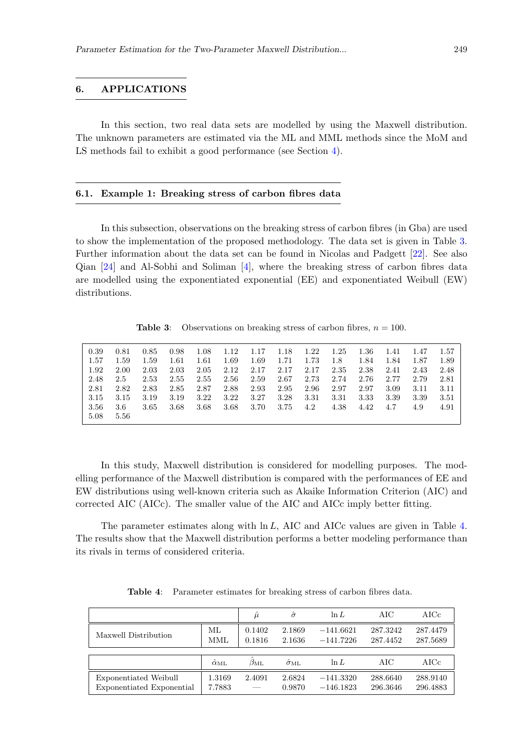## 6. APPLICATIONS

In this section, two real data sets are modelled by using the Maxwell distribution. The unknown parameters are estimated via the ML and MML methods since the MoM and LS methods fail to exhibit a good performance (see Section 4).

### 6.1. Example 1: Breaking stress of carbon fibres data

In this subsection, observations on the breaking stress of carbon fibres (in Gba) are used to show the implementation of the proposed methodology. The data set is given in Table 3. Further information about the data set can be found in Nicolas and Padgett [22]. See also Qian [24] and Al-Sobhi and Soliman [4], where the breaking stress of carbon fibres data are modelled using the exponentiated exponential (EE) and exponentiated Weibull (EW) distributions.

**Table 3**: Observations on breaking stress of carbon fibres, $n = 100$.

| | | | | | | | | | | | | | |
|---|---|---|---|---|---|---|---|---|---|---|---|---|---|
| 0.39 | 0.81 | 0.85 | 0.98 | 1.08 | 1.12 | 1.17 | 1.18 | 1.22 | 1.25 | 1.36 | 1.41 | 1.47 | 1.57 |
| 1.57 | 1.59 | 1.59 | 1.61 | 1.61 | 1.69 | 1.69 | 1.71 | 1.73 | 1.8 | 1.84 | 1.84 | 1.87 | 1.89 |
| 1.92 | 2.00 | 2.03 | 2.03 | 2.05 | 2.12 | 2.17 | 2.17 | 2.17 | 2.35 | 2.38 | 2.41 | 2.43 | 2.48 |
| 2.48 | 2.5 | 2.53 | 2.55 | 2.55 | 2.56 | 2.59 | 2.67 | 2.73 | 2.74 | 2.76 | 2.77 | 2.79 | 2.81 |
| 2.81 | 2.82 | 2.83 | 2.85 | 2.87 | 2.88 | 2.93 | 2.95 | 2.96 | 2.97 | 2.97 | 3.09 | 3.11 | 3.11 |
| 3.15 | 3.15 | 3.19 | 3.19 | 3.22 | 3.22 | 3.27 | 3.28 | 3.31 | 3.31 | 3.33 | 3.39 | 3.39 | 3.51 |
| 3.56 | 3.6 | 3.65 | 3.68 | 3.68 | 3.68 | 3.70 | 3.75 | 4.2 | 4.38 | 4.42 | 4.7 | 4.9 | 4.91 |
| 5.08 | 5.56 | | | | | | | | | | | | |

In this study, Maxwell distribution is considered for modelling purposes. The modelling performance of the Maxwell distribution is compared with the performances of EE and EW distributions using well-known criteria such as Akaike Information Criterion (AIC) and corrected AIC (AICc). The smaller value of the AIC and AICc imply better fitting.

The parameter estimates along with $\ln L$, AIC and AICc values are given in Table 4. The results show that the Maxwell distribution performs a better modeling performance than its rivals in terms of considered criteria.

**Table 4**: Parameter estimates for breaking stress of carbon fibres data.

| | | $\hat{\mu}$ | $\hat{\sigma}$ | $\ln L$ | AIC | AICc |
|---|---|---|---|---|---|---|
| Maxwell Distribution | ML | 0.1402 | 2.1869 | $-141.6621$ | 287.3242 | 287.4479 |
| | MML | 0.1816 | 2.1636 | $-141.7226$ | 287.4452 | 287.5689 |
| | $\hat{\alpha}_{\mathrm{ML}}$ | $\hat{\beta}_{\mathrm{ML}}$ | $\hat{\sigma}_{\mathrm{ML}}$ | $\ln L$ | AIC | AICc |
| Exponentiated Weibull | 1.3169 | 2.4091 | 2.6824 | $-141.3320$ | 288.6640 | 288.9140 |
| Exponentiated Exponential | 7.7883 | — | 0.9870 | $-146.1823$ | 296.3646 | 296.4883 |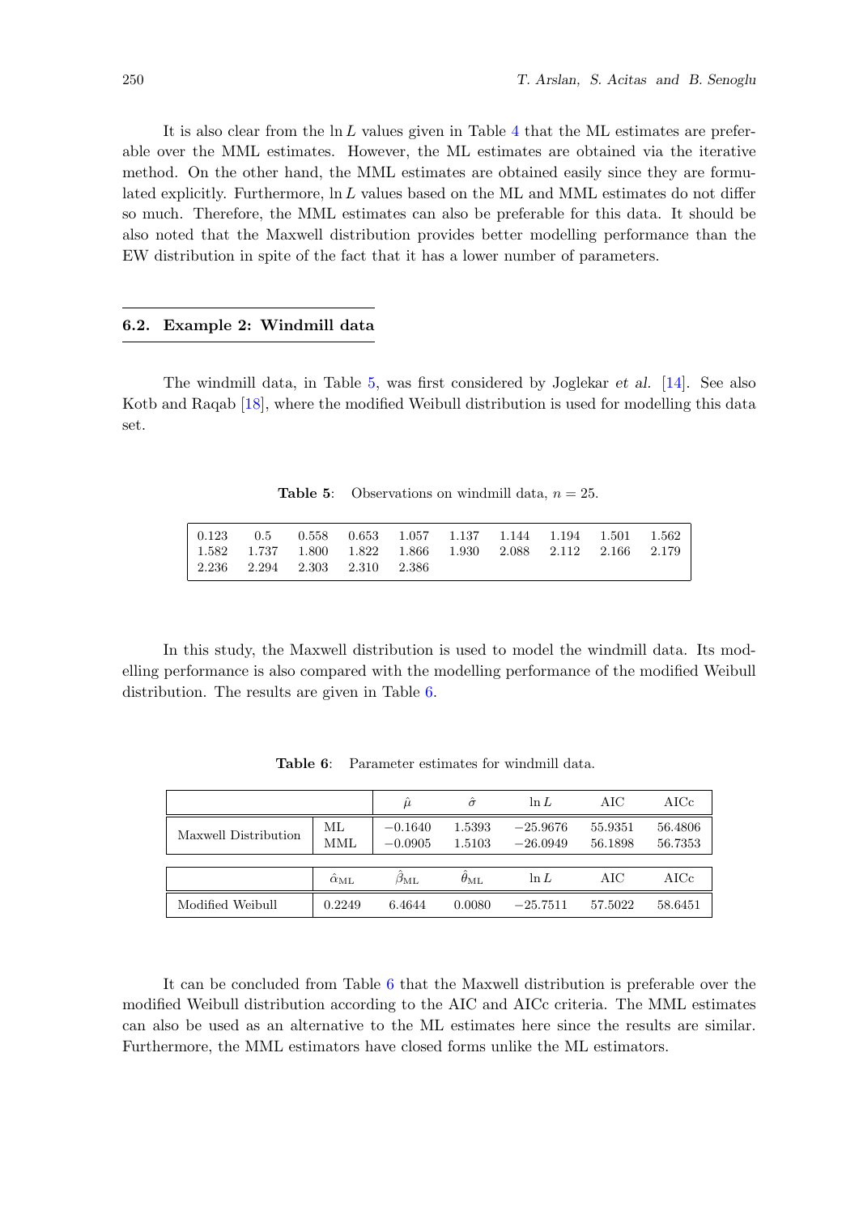It is also clear from the $\ln L$ values given in Table 4 that the ML estimates are preferable over the MML estimates. However, the ML estimates are obtained via the iterative method. On the other hand, the MML estimates are obtained easily since they are formulated explicitly. Furthermore, $\ln L$ values based on the ML and MML estimates do not differ so much. Therefore, the MML estimates can also be preferable for this data. It should be also noted that the Maxwell distribution provides better modelling performance than the EW distribution in spite of the fact that it has a lower number of parameters.

## 6.2. Example 2: Windmill data

The windmill data, in Table 5, was first considered by Joglekar *et al.* [14]. See also Kotb and Raqab [18], where the modified Weibull distribution is used for modelling this data set.

**Table 5**: Observations on windmill data, $n = 25$.

| | | | | | | | | | |
|---|---|---|---|---|---|---|---|---|---|
| 0.123 | 0.5 | 0.558 | 0.653 | 1.057 | 1.137 | 1.144 | 1.194 | 1.501 | 1.562 |
| 1.582 | 1.737 | 1.800 | 1.822 | 1.866 | 1.930 | 2.088 | 2.112 | 2.166 | 2.179 |
| 2.236 | 2.294 | 2.303 | 2.310 | 2.386 | | | | | |

In this study, the Maxwell distribution is used to model the windmill data. Its modelling performance is also compared with the modelling performance of the modified Weibull distribution. The results are given in Table 6.

**Table 6**: Parameter estimates for windmill data.

| | | $\hat{\mu}$ | $\hat{\sigma}$ | $\ln L$ | AIC | AICc |
|---|---|---|---|---|---|---|
| Maxwell Distribution | ML | $-0.1640$ | 1.5393 | $-25.9676$ | 55.9351 | 56.4806 |
| | MML | $-0.0905$ | 1.5103 | $-26.0949$ | 56.1898 | 56.7353 |

| | $\hat{\alpha}_{\text{ML}}$ | $\hat{\beta}_{\text{ML}}$ | $\hat{\theta}_{\text{ML}}$ | $\ln L$ | AIC | AICc |
|---|---|---|---|---|---|---|
| Modified Weibull | 0.2249 | 6.4644 | 0.0080 | $-25.7511$ | 57.5022 | 58.6451 |

It can be concluded from Table 6 that the Maxwell distribution is preferable over the modified Weibull distribution according to the AIC and AICc criteria. The MML estimates can also be used as an alternative to the ML estimates here since the results are similar. Furthermore, the MML estimators have closed forms unlike the ML estimators.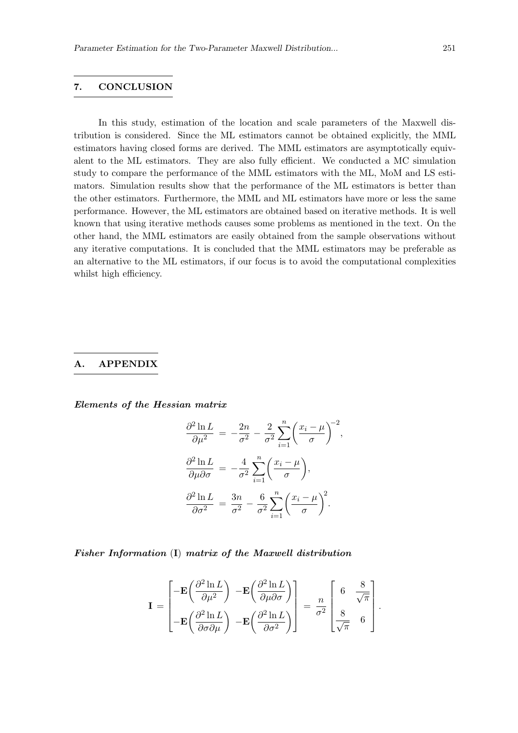## 7. CONCLUSION

In this study, estimation of the location and scale parameters of the Maxwell distribution is considered. Since the ML estimators cannot be obtained explicitly, the MML estimators having closed forms are derived. The MML estimators are asymptotically equivalent to the ML estimators. They are also fully efficient. We conducted a MC simulation study to compare the performance of the MML estimators with the ML, MoM and LS estimators. Simulation results show that the performance of the ML estimators is better than the other estimators. Furthermore, the MML and ML estimators have more or less the same performance. However, the ML estimators are obtained based on iterative methods. It is well known that using iterative methods causes some problems as mentioned in the text. On the other hand, the MML estimators are easily obtained from the sample observations without any iterative computations. It is concluded that the MML estimators may be preferable as an alternative to the ML estimators, if our focus is to avoid the computational complexities whilst high efficiency.

## A. APPENDIX

***Elements of the Hessian matrix***

$$
\begin{aligned}
\frac{\partial^2 \ln L}{\partial \mu^2} &= -\frac{2n}{\sigma^2} - \frac{2}{\sigma^2}\sum_{i=1}^{n}\left(\frac{x_i-\mu}{\sigma}\right)^{-2},\\
\frac{\partial^2 \ln L}{\partial \mu \partial \sigma} &= -\frac{4}{\sigma^2}\sum_{i=1}^{n}\left(\frac{x_i-\mu}{\sigma}\right),\\
\frac{\partial^2 \ln L}{\partial \sigma^2} &= \frac{3n}{\sigma^2} - \frac{6}{\sigma^2}\sum_{i=1}^{n}\left(\frac{x_i-\mu}{\sigma}\right)^{2}.
\end{aligned}
$$

***Fisher Information* (I) *matrix of the Maxwell distribution***

$$
\mathbf{I} = \begin{bmatrix} -\mathbf{E}\left(\dfrac{\partial^2 \ln L}{\partial \mu^2}\right) & -\mathbf{E}\left(\dfrac{\partial^2 \ln L}{\partial \mu \partial \sigma}\right) \\ -\mathbf{E}\left(\dfrac{\partial^2 \ln L}{\partial \sigma \partial \mu}\right) & -\mathbf{E}\left(\dfrac{\partial^2 \ln L}{\partial \sigma^2}\right) \end{bmatrix} = \frac{n}{\sigma^2}\begin{bmatrix} 6 & \dfrac{8}{\sqrt{\pi}} \\ \dfrac{8}{\sqrt{\pi}} & 6 \end{bmatrix}.
$$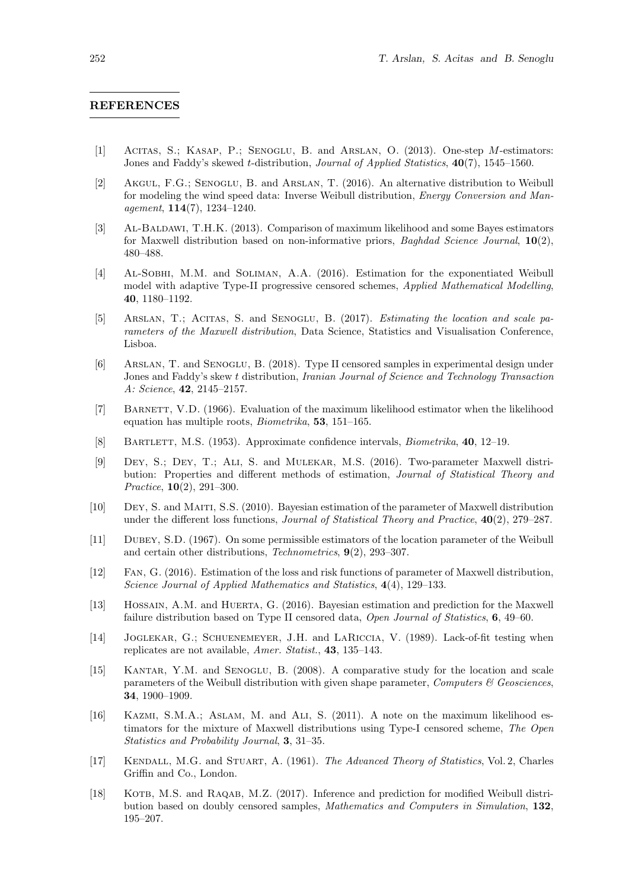## REFERENCES

[1] Acitas, S.; Kasap, P.; Senoglu, B. and Arslan, O. (2013). One-step $M$-estimators: Jones and Faddy's skewed $t$-distribution, *Journal of Applied Statistics*, **40**(7), 1545–1560.

[2] Akgul, F.G.; Senoglu, B. and Arslan, T. (2016). An alternative distribution to Weibull for modeling the wind speed data: Inverse Weibull distribution, *Energy Conversion and Management*, **114**(7), 1234–1240.

[3] Al-Baldawi, T.H.K. (2013). Comparison of maximum likelihood and some Bayes estimators for Maxwell distribution based on non-informative priors, *Baghdad Science Journal*, **10**(2), 480–488.

[4] Al-Sobhi, M.M. and Soliman, A.A. (2016). Estimation for the exponentiated Weibull model with adaptive Type-II progressive censored schemes, *Applied Mathematical Modelling*, **40**, 1180–1192.

[5] Arslan, T.; Acitas, S. and Senoglu, B. (2017). *Estimating the location and scale parameters of the Maxwell distribution*, Data Science, Statistics and Visualisation Conference, Lisboa.

[6] Arslan, T. and Senoglu, B. (2018). Type II censored samples in experimental design under Jones and Faddy's skew t distribution, *Iranian Journal of Science and Technology Transaction A: Science*, **42**, 2145–2157.

[7] Barnett, V.D. (1966). Evaluation of the maximum likelihood estimator when the likelihood equation has multiple roots, *Biometrika*, **53**, 151–165.

[8] Bartlett, M.S. (1953). Approximate confidence intervals, *Biometrika*, **40**, 12–19.

[9] Dey, S.; Dey, T.; Ali, S. and Mulekar, M.S. (2016). Two-parameter Maxwell distribution: Properties and different methods of estimation, *Journal of Statistical Theory and Practice*, **10**(2), 291–300.

[10] Dey, S. and Maiti, S.S. (2010). Bayesian estimation of the parameter of Maxwell distribution under the different loss functions, *Journal of Statistical Theory and Practice*, **40**(2), 279–287.

[11] Dubey, S.D. (1967). On some permissible estimators of the location parameter of the Weibull and certain other distributions, *Technometrics*, **9**(2), 293–307.

[12] Fan, G. (2016). Estimation of the loss and risk functions of parameter of Maxwell distribution, *Science Journal of Applied Mathematics and Statistics*, **4**(4), 129–133.

[13] Hossain, A.M. and Huerta, G. (2016). Bayesian estimation and prediction for the Maxwell failure distribution based on Type II censored data, *Open Journal of Statistics*, **6**, 49–60.

[14] Joglekar, G.; Schuenemeyer, J.H. and LaRiccia, V. (1989). Lack-of-fit testing when replicates are not available, *Amer. Statist.*, **43**, 135–143.

[15] Kantar, Y.M. and Senoglu, B. (2008). A comparative study for the location and scale parameters of the Weibull distribution with given shape parameter, *Computers & Geosciences*, **34**, 1900–1909.

[16] Kazmi, S.M.A.; Aslam, M. and Ali, S. (2011). A note on the maximum likelihood estimators for the mixture of Maxwell distributions using Type-I censored scheme, *The Open Statistics and Probability Journal*, **3**, 31–35.

[17] Kendall, M.G. and Stuart, A. (1961). *The Advanced Theory of Statistics*, Vol. 2, Charles Griffin and Co., London.

[18] Kotb, M.S. and Raqab, M.Z. (2017). Inference and prediction for modified Weibull distribution based on doubly censored samples, *Mathematics and Computers in Simulation*, **132**, 195–207.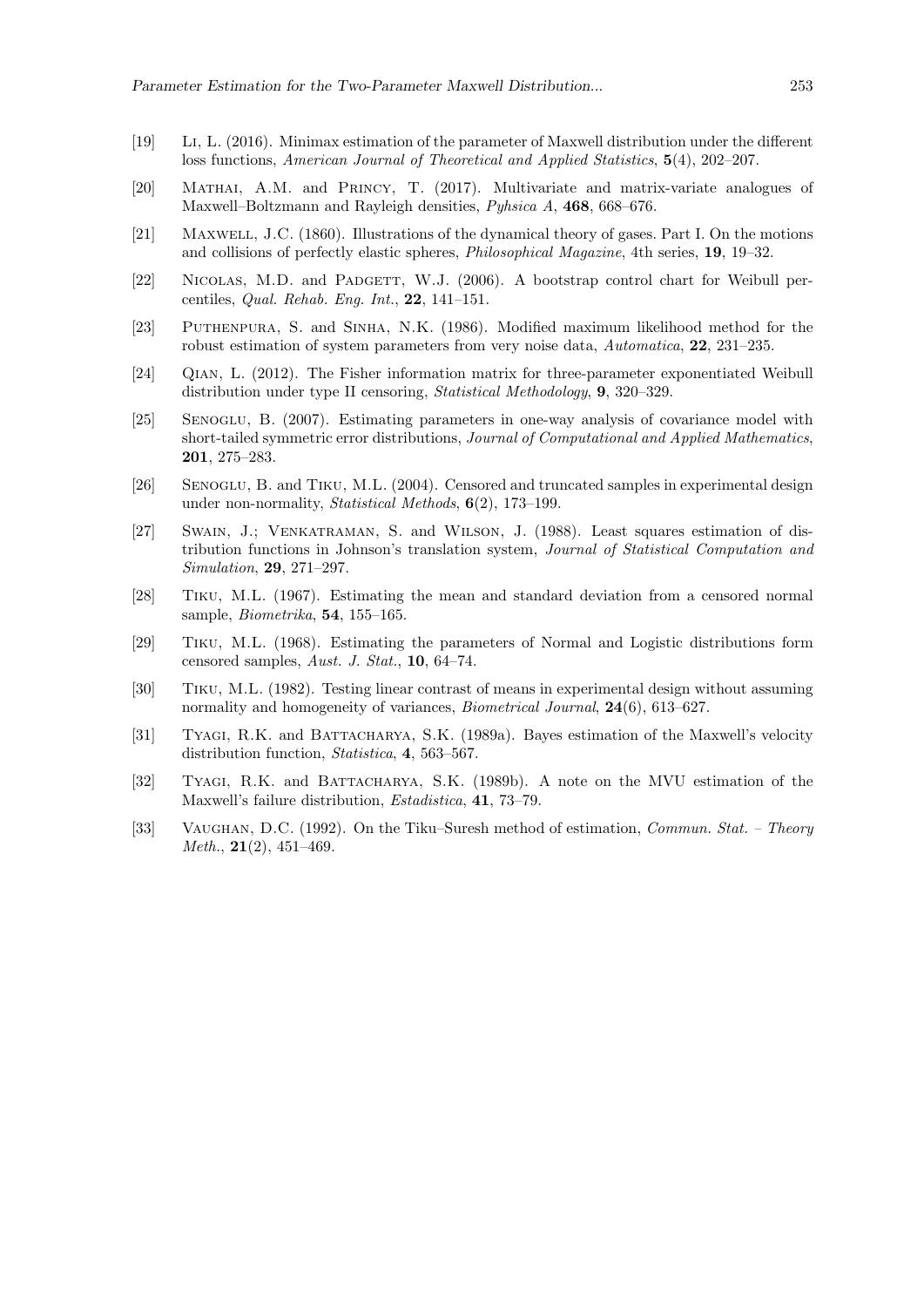[19] Li, L. (2016). Minimax estimation of the parameter of Maxwell distribution under the different loss functions, *American Journal of Theoretical and Applied Statistics*, **5**(4), 202–207.

[20] Mathai, A.M. and Princy, T. (2017). Multivariate and matrix-variate analogues of Maxwell–Boltzmann and Rayleigh densities, *Pyhsica A*, **468**, 668–676.

[21] Maxwell, J.C. (1860). Illustrations of the dynamical theory of gases. Part I. On the motions and collisions of perfectly elastic spheres, *Philosophical Magazine*, 4th series, **19**, 19–32.

[22] Nicolas, M.D. and Padgett, W.J. (2006). A bootstrap control chart for Weibull percentiles, *Qual. Rehab. Eng. Int.*, **22**, 141–151.

[23] Puthenpura, S. and Sinha, N.K. (1986). Modified maximum likelihood method for the robust estimation of system parameters from very noise data, *Automatica*, **22**, 231–235.

[24] Qian, L. (2012). The Fisher information matrix for three-parameter exponentiated Weibull distribution under type II censoring, *Statistical Methodology*, **9**, 320–329.

[25] Senoglu, B. (2007). Estimating parameters in one-way analysis of covariance model with short-tailed symmetric error distributions, *Journal of Computational and Applied Mathematics*, **201**, 275–283.

[26] Senoglu, B. and Tiku, M.L. (2004). Censored and truncated samples in experimental design under non-normality, *Statistical Methods*, **6**(2), 173–199.

[27] Swain, J.; Venkatraman, S. and Wilson, J. (1988). Least squares estimation of distribution functions in Johnson's translation system, *Journal of Statistical Computation and Simulation*, **29**, 271–297.

[28] Tiku, M.L. (1967). Estimating the mean and standard deviation from a censored normal sample, *Biometrika*, **54**, 155–165.

[29] Tiku, M.L. (1968). Estimating the parameters of Normal and Logistic distributions form censored samples, *Aust. J. Stat.*, **10**, 64–74.

[30] Tiku, M.L. (1982). Testing linear contrast of means in experimental design without assuming normality and homogeneity of variances, *Biometrical Journal*, **24**(6), 613–627.

[31] Tyagi, R.K. and Battacharya, S.K. (1989a). Bayes estimation of the Maxwell's velocity distribution function, *Statistica*, **4**, 563–567.

[32] Tyagi, R.K. and Battacharya, S.K. (1989b). A note on the MVU estimation of the Maxwell's failure distribution, *Estadistica*, **41**, 73–79.

[33] Vaughan, D.C. (1992). On the Tiku–Suresh method of estimation, *Commun. Stat. – Theory Meth.*, **21**(2), 451–469.